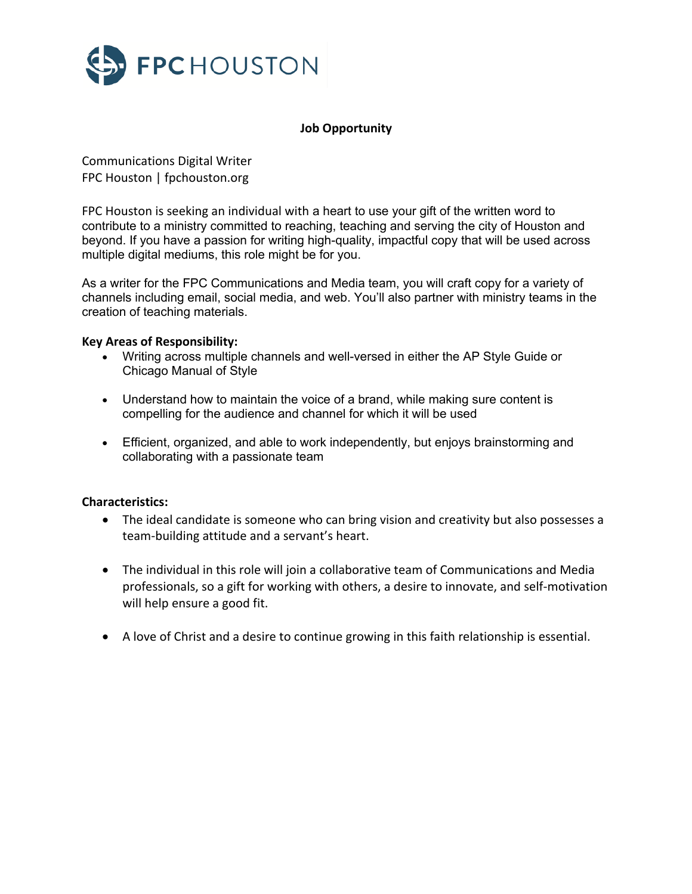FPC HOUSTON

## Job Opportunity

Communications Digital Writer
FPC Houston | fpchouston.org

FPC Houston is seeking an individual with a heart to use your gift of the written word to contribute to a ministry committed to reaching, teaching and serving the city of Houston and beyond. If you have a passion for writing high-quality, impactful copy that will be used across multiple digital mediums, this role might be for you.

As a writer for the FPC Communications and Media team, you will craft copy for a variety of channels including email, social media, and web. You'll also partner with ministry teams in the creation of teaching materials.

**Key Areas of Responsibility:**

- Writing across multiple channels and well-versed in either the AP Style Guide or Chicago Manual of Style
- Understand how to maintain the voice of a brand, while making sure content is compelling for the audience and channel for which it will be used
- Efficient, organized, and able to work independently, but enjoys brainstorming and collaborating with a passionate team

**Characteristics:**

- The ideal candidate is someone who can bring vision and creativity but also possesses a team-building attitude and a servant's heart.
- The individual in this role will join a collaborative team of Communications and Media professionals, so a gift for working with others, a desire to innovate, and self-motivation will help ensure a good fit.
- A love of Christ and a desire to continue growing in this faith relationship is essential.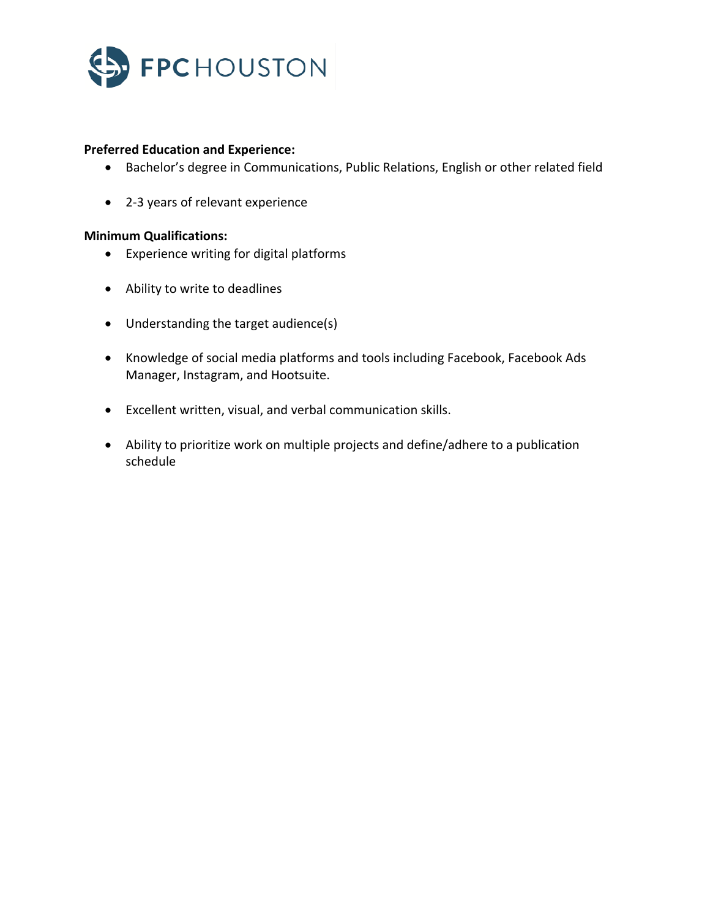**Preferred Education and Experience:**

- Bachelor's degree in Communications, Public Relations, English or other related field
- 2-3 years of relevant experience

**Minimum Qualifications:**

- Experience writing for digital platforms
- Ability to write to deadlines
- Understanding the target audience(s)
- Knowledge of social media platforms and tools including Facebook, Facebook Ads Manager, Instagram, and Hootsuite.
- Excellent written, visual, and verbal communication skills.
- Ability to prioritize work on multiple projects and define/adhere to a publication schedule